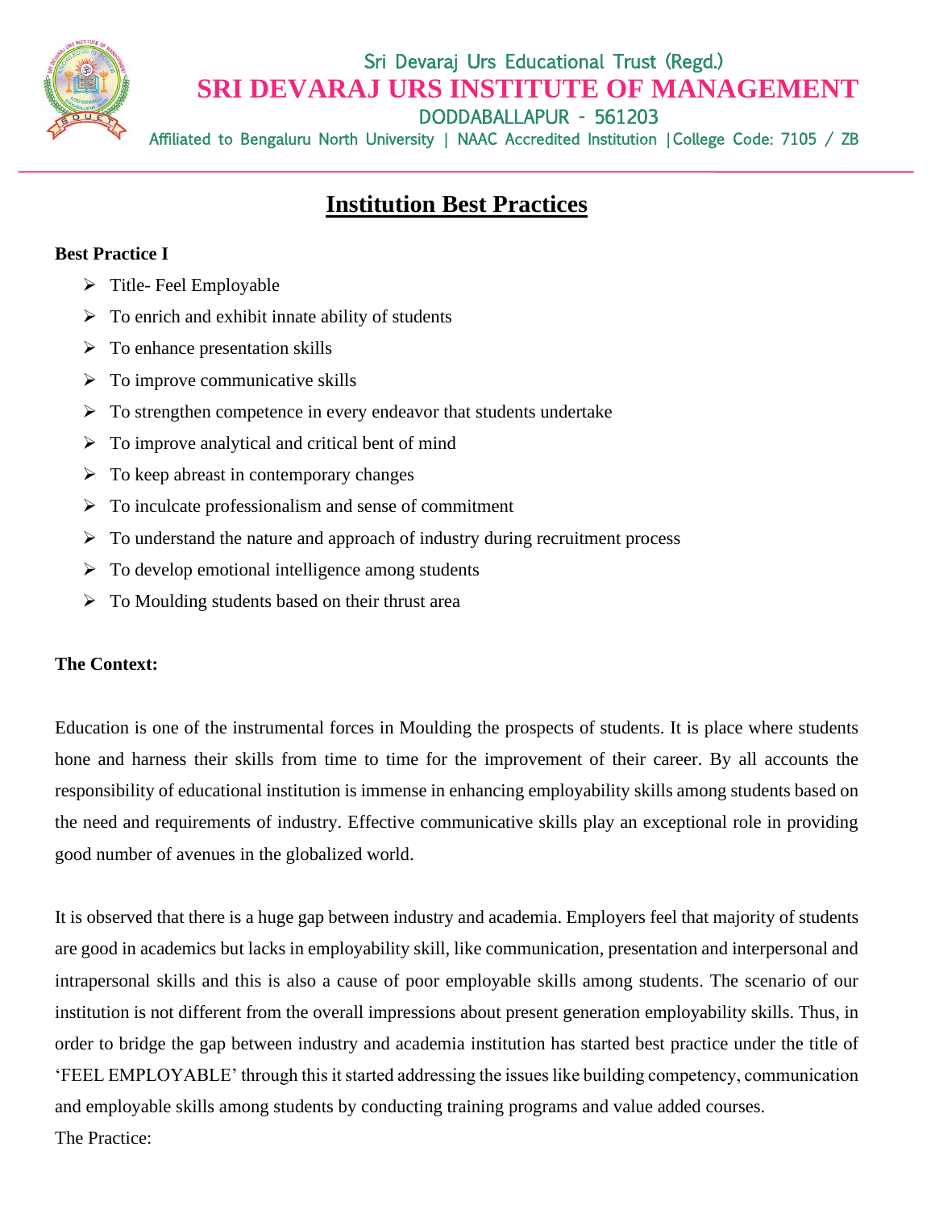Sri Devaraj Urs Educational Trust (Regd.)

# SRI DEVARAJ URS INSTITUTE OF MANAGEMENT

DODDABALLAPUR - 561203

Affiliated to Bengaluru North University | NAAC Accredited Institution |College Code: 7105 / ZB

## Institution Best Practices

**Best Practice I**

- Title- Feel Employable
- To enrich and exhibit innate ability of students
- To enhance presentation skills
- To improve communicative skills
- To strengthen competence in every endeavor that students undertake
- To improve analytical and critical bent of mind
- To keep abreast in contemporary changes
- To inculcate professionalism and sense of commitment
- To understand the nature and approach of industry during recruitment process
- To develop emotional intelligence among students
- To Moulding students based on their thrust area

**The Context:**

Education is one of the instrumental forces in Moulding the prospects of students. It is place where students hone and harness their skills from time to time for the improvement of their career. By all accounts the responsibility of educational institution is immense in enhancing employability skills among students based on the need and requirements of industry. Effective communicative skills play an exceptional role in providing good number of avenues in the globalized world.

It is observed that there is a huge gap between industry and academia. Employers feel that majority of students are good in academics but lacks in employability skill, like communication, presentation and interpersonal and intrapersonal skills and this is also a cause of poor employable skills among students. The scenario of our institution is not different from the overall impressions about present generation employability skills. Thus, in order to bridge the gap between industry and academia institution has started best practice under the title of 'FEEL EMPLOYABLE' through this it started addressing the issues like building competency, communication and employable skills among students by conducting training programs and value added courses.

The Practice: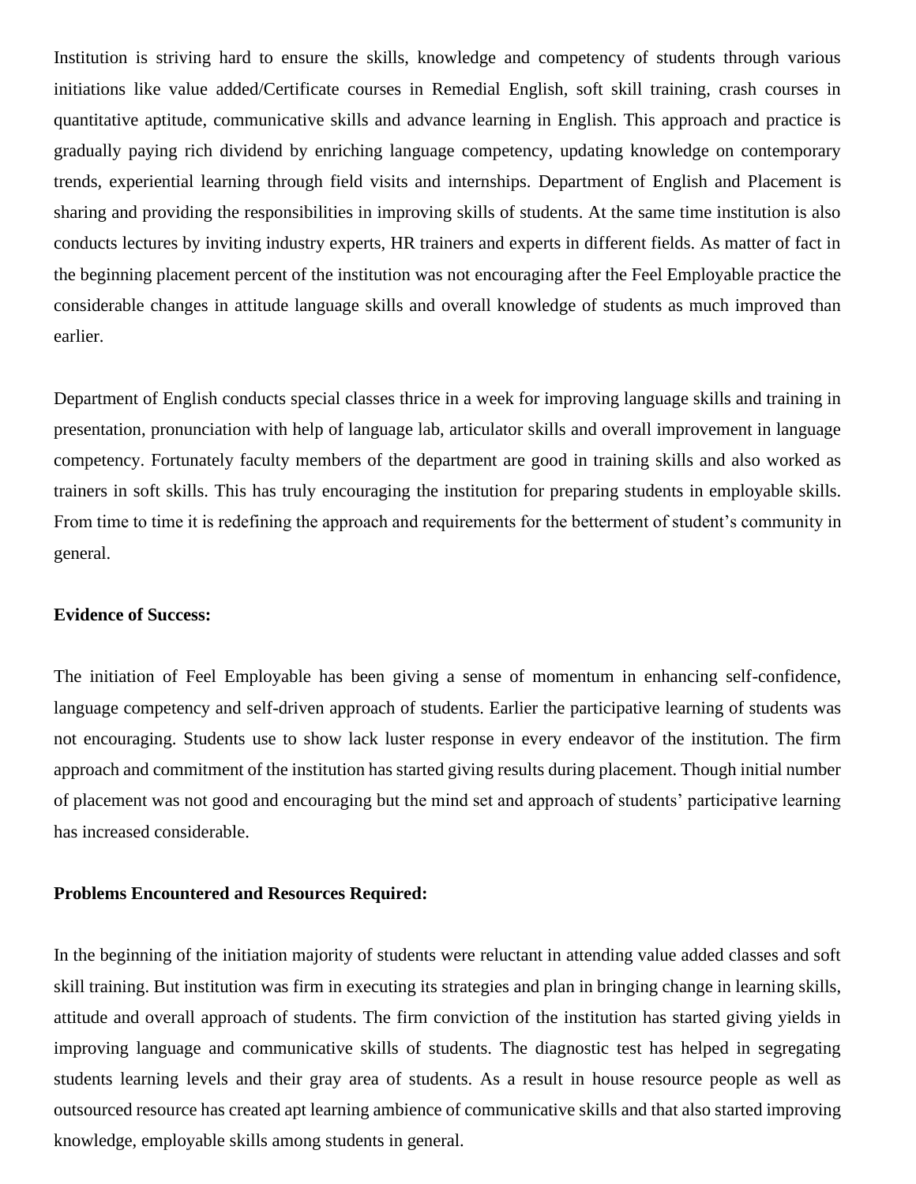Institution is striving hard to ensure the skills, knowledge and competency of students through various initiations like value added/Certificate courses in Remedial English, soft skill training, crash courses in quantitative aptitude, communicative skills and advance learning in English. This approach and practice is gradually paying rich dividend by enriching language competency, updating knowledge on contemporary trends, experiential learning through field visits and internships. Department of English and Placement is sharing and providing the responsibilities in improving skills of students. At the same time institution is also conducts lectures by inviting industry experts, HR trainers and experts in different fields. As matter of fact in the beginning placement percent of the institution was not encouraging after the Feel Employable practice the considerable changes in attitude language skills and overall knowledge of students as much improved than earlier.

Department of English conducts special classes thrice in a week for improving language skills and training in presentation, pronunciation with help of language lab, articulator skills and overall improvement in language competency. Fortunately faculty members of the department are good in training skills and also worked as trainers in soft skills. This has truly encouraging the institution for preparing students in employable skills. From time to time it is redefining the approach and requirements for the betterment of student's community in general.

**Evidence of Success:**

The initiation of Feel Employable has been giving a sense of momentum in enhancing self-confidence, language competency and self-driven approach of students. Earlier the participative learning of students was not encouraging. Students use to show lack luster response in every endeavor of the institution. The firm approach and commitment of the institution has started giving results during placement. Though initial number of placement was not good and encouraging but the mind set and approach of students' participative learning has increased considerable.

**Problems Encountered and Resources Required:**

In the beginning of the initiation majority of students were reluctant in attending value added classes and soft skill training. But institution was firm in executing its strategies and plan in bringing change in learning skills, attitude and overall approach of students. The firm conviction of the institution has started giving yields in improving language and communicative skills of students. The diagnostic test has helped in segregating students learning levels and their gray area of students. As a result in house resource people as well as outsourced resource has created apt learning ambience of communicative skills and that also started improving knowledge, employable skills among students in general.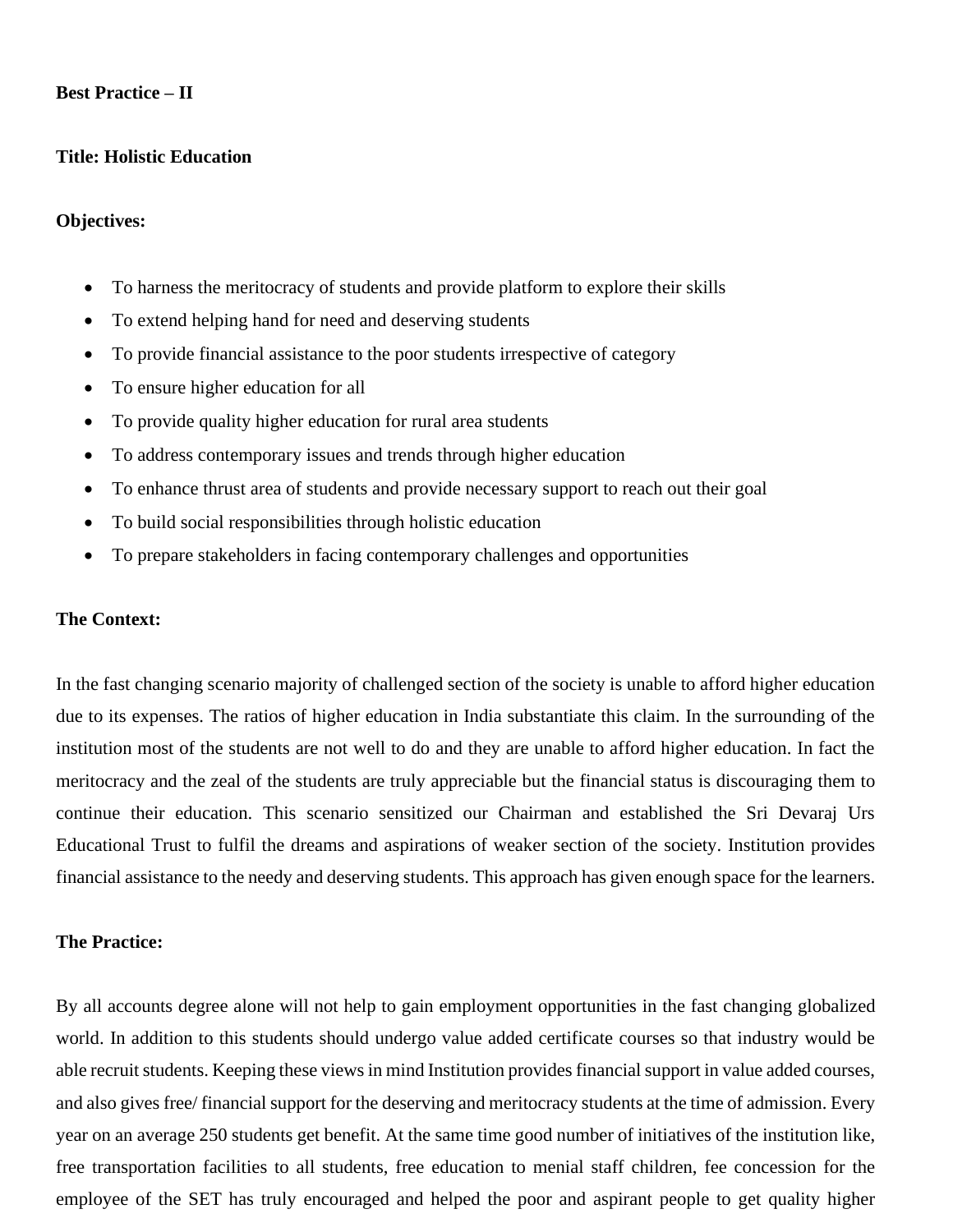**Best Practice – II**

**Title: Holistic Education**

**Objectives:**

- To harness the meritocracy of students and provide platform to explore their skills
- To extend helping hand for need and deserving students
- To provide financial assistance to the poor students irrespective of category
- To ensure higher education for all
- To provide quality higher education for rural area students
- To address contemporary issues and trends through higher education
- To enhance thrust area of students and provide necessary support to reach out their goal
- To build social responsibilities through holistic education
- To prepare stakeholders in facing contemporary challenges and opportunities

**The Context:**

In the fast changing scenario majority of challenged section of the society is unable to afford higher education due to its expenses. The ratios of higher education in India substantiate this claim. In the surrounding of the institution most of the students are not well to do and they are unable to afford higher education. In fact the meritocracy and the zeal of the students are truly appreciable but the financial status is discouraging them to continue their education. This scenario sensitized our Chairman and established the Sri Devaraj Urs Educational Trust to fulfil the dreams and aspirations of weaker section of the society. Institution provides financial assistance to the needy and deserving students. This approach has given enough space for the learners.

**The Practice:**

By all accounts degree alone will not help to gain employment opportunities in the fast changing globalized world. In addition to this students should undergo value added certificate courses so that industry would be able recruit students. Keeping these views in mind Institution provides financial support in value added courses, and also gives free/ financial support for the deserving and meritocracy students at the time of admission. Every year on an average 250 students get benefit. At the same time good number of initiatives of the institution like, free transportation facilities to all students, free education to menial staff children, fee concession for the employee of the SET has truly encouraged and helped the poor and aspirant people to get quality higher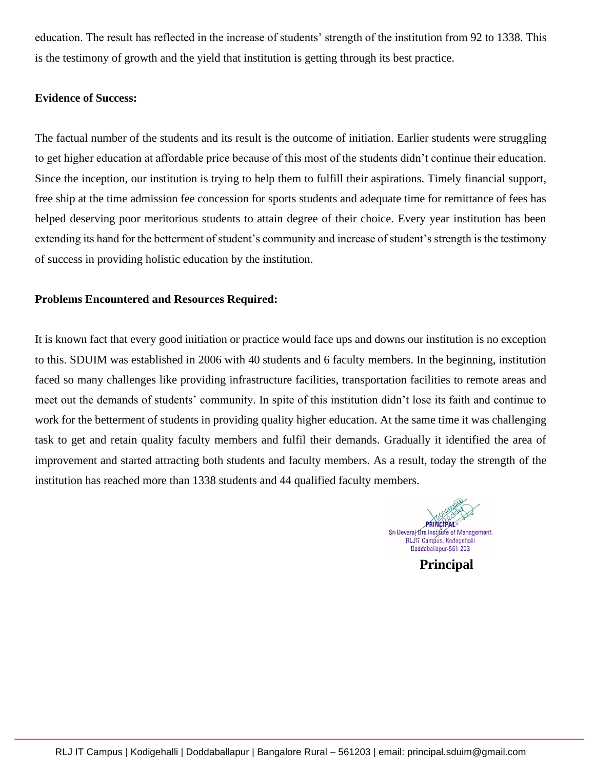education. The result has reflected in the increase of students' strength of the institution from 92 to 1338. This is the testimony of growth and the yield that institution is getting through its best practice.

**Evidence of Success:**

The factual number of the students and its result is the outcome of initiation. Earlier students were struggling to get higher education at affordable price because of this most of the students didn't continue their education. Since the inception, our institution is trying to help them to fulfill their aspirations. Timely financial support, free ship at the time admission fee concession for sports students and adequate time for remittance of fees has helped deserving poor meritorious students to attain degree of their choice. Every year institution has been extending its hand for the betterment of student's community and increase of student's strength is the testimony of success in providing holistic education by the institution.

**Problems Encountered and Resources Required:**

It is known fact that every good initiation or practice would face ups and downs our institution is no exception to this. SDUIM was established in 2006 with 40 students and 6 faculty members. In the beginning, institution faced so many challenges like providing infrastructure facilities, transportation facilities to remote areas and meet out the demands of students' community. In spite of this institution didn't lose its faith and continue to work for the betterment of students in providing quality higher education. At the same time it was challenging task to get and retain quality faculty members and fulfil their demands. Gradually it identified the area of improvement and started attracting both students and faculty members. As a result, today the strength of the institution has reached more than 1338 students and 44 qualified faculty members.

PRINCIPAL
Sri Devaraj Urs Institute of Management,
RLJIT Campus, Kodegehalli
Doddaballapur-561 203

**Principal**

RLJ IT Campus | Kodigehalli | Doddaballapur | Bangalore Rural – 561203 | email: principal.sduim@gmail.com